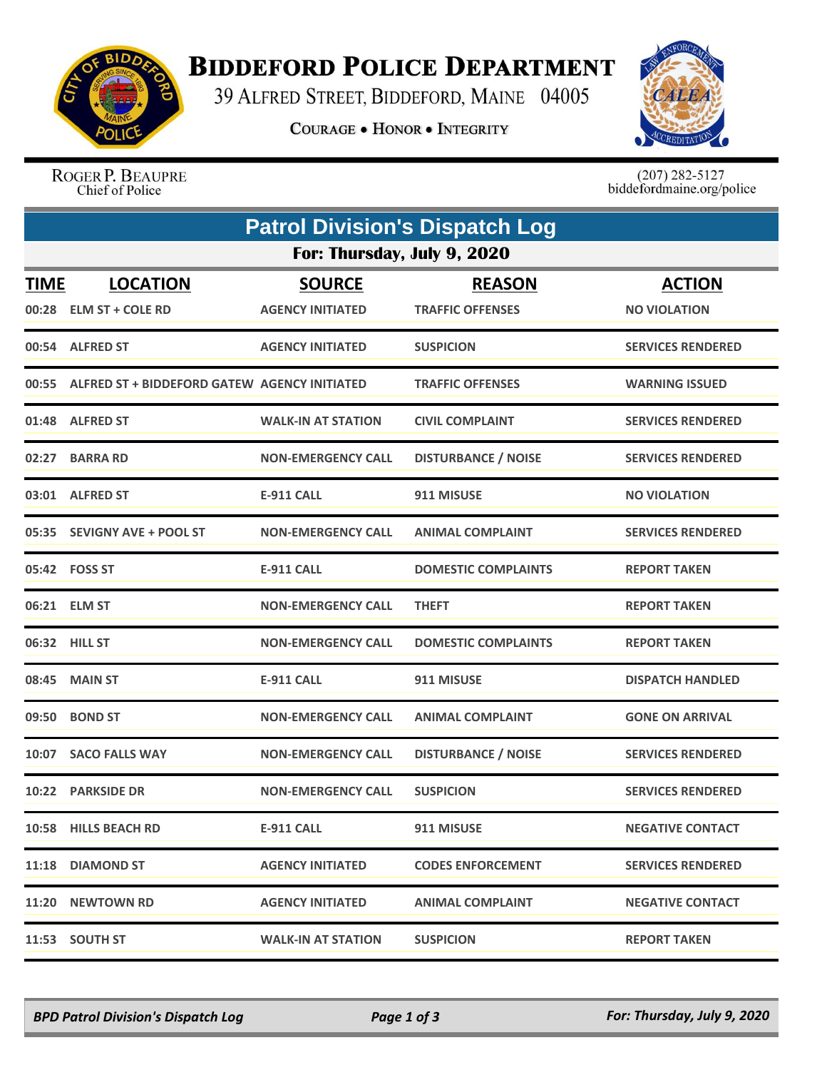# BIDDEFORD POLICE DEPARTMENT

39 ALFRED STREET, BIDDEFORD, MAINE 04005

COURAGE • HONOR • INTEGRITY

ROGER P. BEAUPRE
Chief of Police

(207) 282-5127
biddefordmaine.org/police

## Patrol Division's Dispatch Log

### For: Thursday, July 9, 2020

| TIME | LOCATION | SOURCE | REASON | ACTION |
|---|---|---|---|---|
| 00:28 | ELM ST + COLE RD | AGENCY INITIATED | TRAFFIC OFFENSES | NO VIOLATION |
| 00:54 | ALFRED ST | AGENCY INITIATED | SUSPICION | SERVICES RENDERED |
| 00:55 | ALFRED ST + BIDDEFORD GATEW | AGENCY INITIATED | TRAFFIC OFFENSES | WARNING ISSUED |
| 01:48 | ALFRED ST | WALK-IN AT STATION | CIVIL COMPLAINT | SERVICES RENDERED |
| 02:27 | BARRA RD | NON-EMERGENCY CALL | DISTURBANCE / NOISE | SERVICES RENDERED |
| 03:01 | ALFRED ST | E-911 CALL | 911 MISUSE | NO VIOLATION |
| 05:35 | SEVIGNY AVE + POOL ST | NON-EMERGENCY CALL | ANIMAL COMPLAINT | SERVICES RENDERED |
| 05:42 | FOSS ST | E-911 CALL | DOMESTIC COMPLAINTS | REPORT TAKEN |
| 06:21 | ELM ST | NON-EMERGENCY CALL | THEFT | REPORT TAKEN |
| 06:32 | HILL ST | NON-EMERGENCY CALL | DOMESTIC COMPLAINTS | REPORT TAKEN |
| 08:45 | MAIN ST | E-911 CALL | 911 MISUSE | DISPATCH HANDLED |
| 09:50 | BOND ST | NON-EMERGENCY CALL | ANIMAL COMPLAINT | GONE ON ARRIVAL |
| 10:07 | SACO FALLS WAY | NON-EMERGENCY CALL | DISTURBANCE / NOISE | SERVICES RENDERED |
| 10:22 | PARKSIDE DR | NON-EMERGENCY CALL | SUSPICION | SERVICES RENDERED |
| 10:58 | HILLS BEACH RD | E-911 CALL | 911 MISUSE | NEGATIVE CONTACT |
| 11:18 | DIAMOND ST | AGENCY INITIATED | CODES ENFORCEMENT | SERVICES RENDERED |
| 11:20 | NEWTOWN RD | AGENCY INITIATED | ANIMAL COMPLAINT | NEGATIVE CONTACT |
| 11:53 | SOUTH ST | WALK-IN AT STATION | SUSPICION | REPORT TAKEN |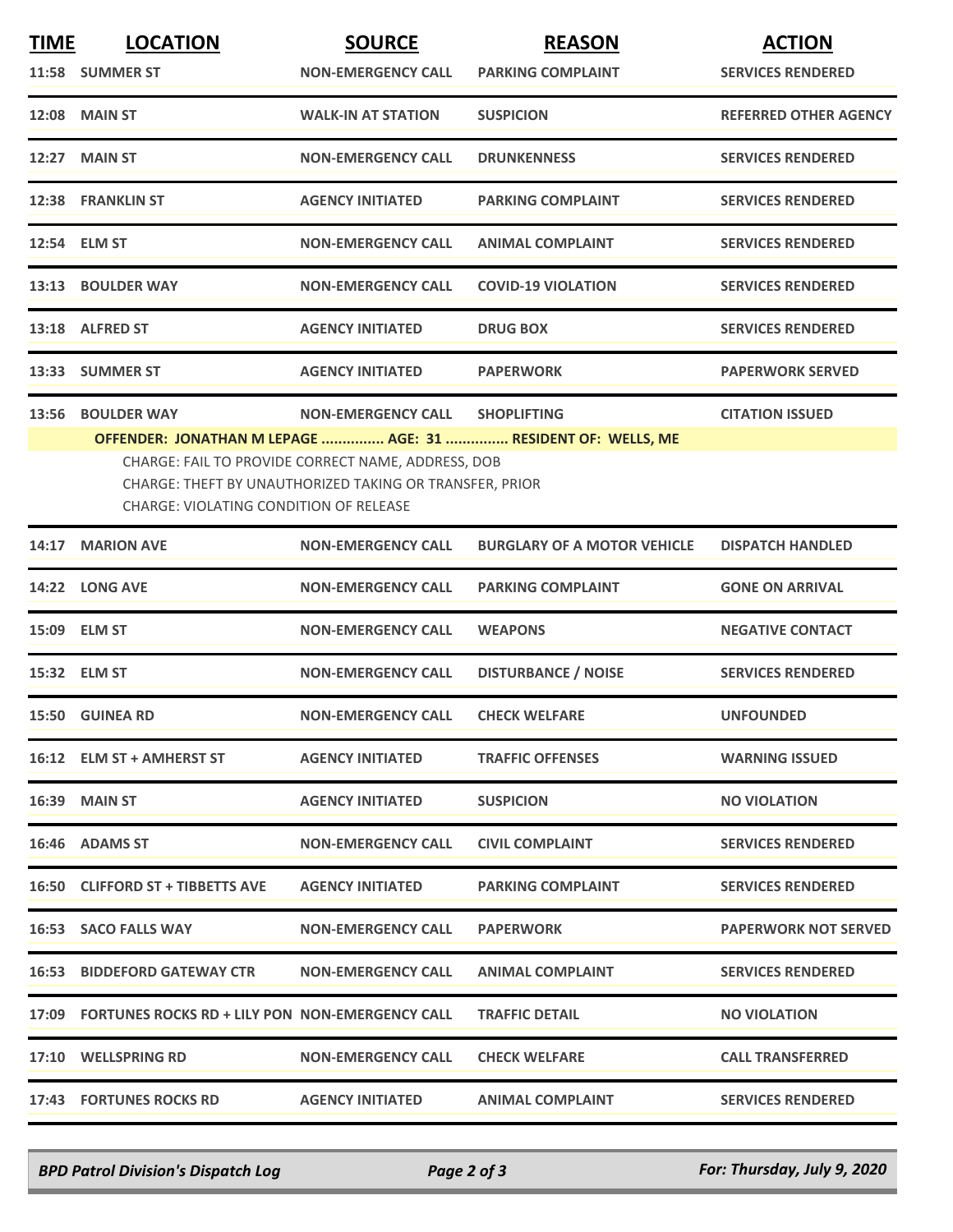| TIME | LOCATION | SOURCE | REASON | ACTION |
|---|---|---|---|---|
| 11:58 | SUMMER ST | NON-EMERGENCY CALL | PARKING COMPLAINT | SERVICES RENDERED |
| 12:08 | MAIN ST | WALK-IN AT STATION | SUSPICION | REFERRED OTHER AGENCY |
| 12:27 | MAIN ST | NON-EMERGENCY CALL | DRUNKENNESS | SERVICES RENDERED |
| 12:38 | FRANKLIN ST | AGENCY INITIATED | PARKING COMPLAINT | SERVICES RENDERED |
| 12:54 | ELM ST | NON-EMERGENCY CALL | ANIMAL COMPLAINT | SERVICES RENDERED |
| 13:13 | BOULDER WAY | NON-EMERGENCY CALL | COVID-19 VIOLATION | SERVICES RENDERED |
| 13:18 | ALFRED ST | AGENCY INITIATED | DRUG BOX | SERVICES RENDERED |
| 13:33 | SUMMER ST | AGENCY INITIATED | PAPERWORK | PAPERWORK SERVED |
| 13:56 | BOULDER WAY | NON-EMERGENCY CALL | SHOPLIFTING | CITATION ISSUED |

**OFFENDER: JONATHAN M LEPAGE ............... AGE: 31 ............... RESIDENT OF: WELLS, ME**

CHARGE: FAIL TO PROVIDE CORRECT NAME, ADDRESS, DOB
CHARGE: THEFT BY UNAUTHORIZED TAKING OR TRANSFER, PRIOR
CHARGE: VIOLATING CONDITION OF RELEASE

| TIME | LOCATION | SOURCE | REASON | ACTION |
|---|---|---|---|---|
| 14:17 | MARION AVE | NON-EMERGENCY CALL | BURGLARY OF A MOTOR VEHICLE | DISPATCH HANDLED |
| 14:22 | LONG AVE | NON-EMERGENCY CALL | PARKING COMPLAINT | GONE ON ARRIVAL |
| 15:09 | ELM ST | NON-EMERGENCY CALL | WEAPONS | NEGATIVE CONTACT |
| 15:32 | ELM ST | NON-EMERGENCY CALL | DISTURBANCE / NOISE | SERVICES RENDERED |
| 15:50 | GUINEA RD | NON-EMERGENCY CALL | CHECK WELFARE | UNFOUNDED |
| 16:12 | ELM ST + AMHERST ST | AGENCY INITIATED | TRAFFIC OFFENSES | WARNING ISSUED |
| 16:39 | MAIN ST | AGENCY INITIATED | SUSPICION | NO VIOLATION |
| 16:46 | ADAMS ST | NON-EMERGENCY CALL | CIVIL COMPLAINT | SERVICES RENDERED |
| 16:50 | CLIFFORD ST + TIBBETTS AVE | AGENCY INITIATED | PARKING COMPLAINT | SERVICES RENDERED |
| 16:53 | SACO FALLS WAY | NON-EMERGENCY CALL | PAPERWORK | PAPERWORK NOT SERVED |
| 16:53 | BIDDEFORD GATEWAY CTR | NON-EMERGENCY CALL | ANIMAL COMPLAINT | SERVICES RENDERED |
| 17:09 | FORTUNES ROCKS RD + LILY PON | NON-EMERGENCY CALL | TRAFFIC DETAIL | NO VIOLATION |
| 17:10 | WELLSPRING RD | NON-EMERGENCY CALL | CHECK WELFARE | CALL TRANSFERRED |
| 17:43 | FORTUNES ROCKS RD | AGENCY INITIATED | ANIMAL COMPLAINT | SERVICES RENDERED |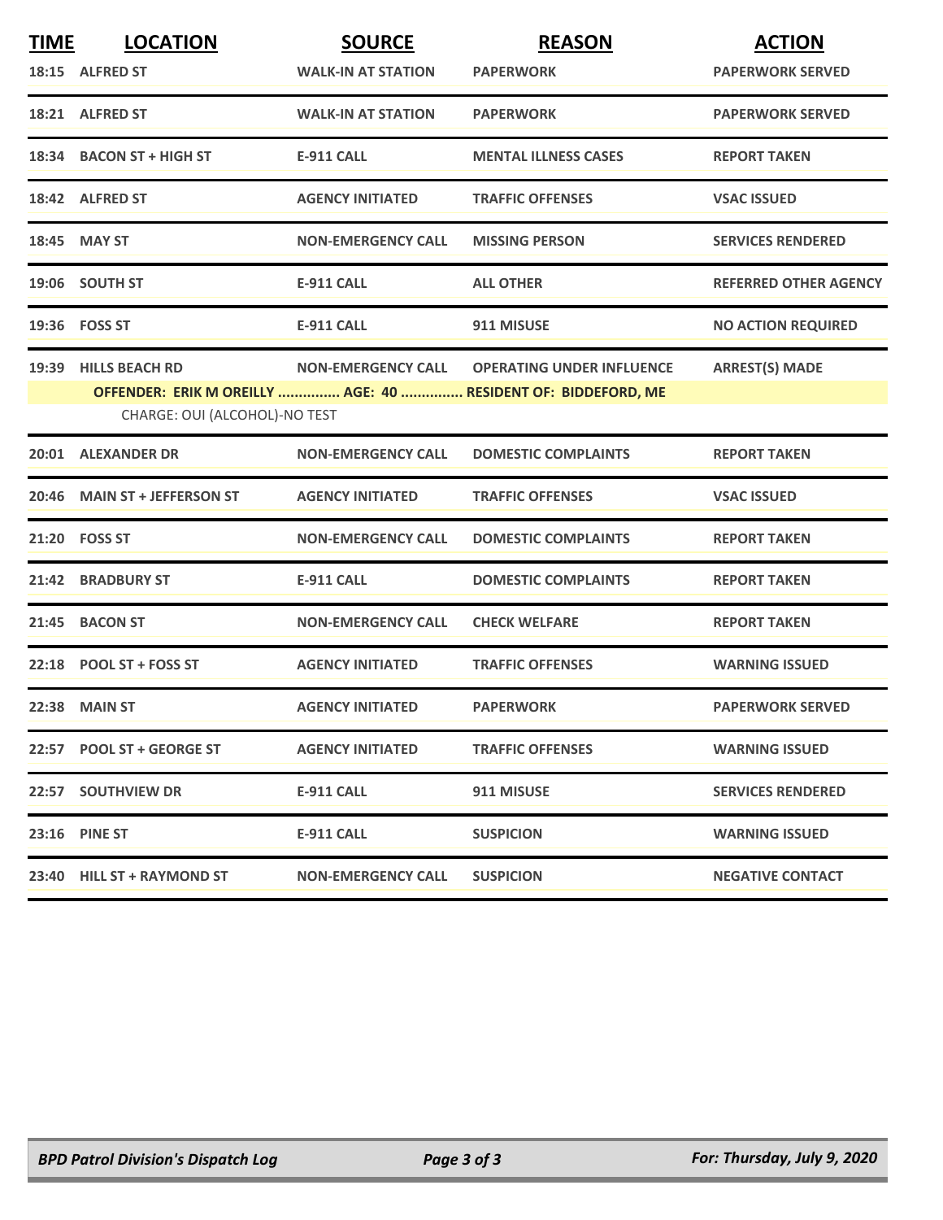| TIME | LOCATION | SOURCE | REASON | ACTION |
|---|---|---|---|---|
| 18:15 | ALFRED ST | WALK-IN AT STATION | PAPERWORK | PAPERWORK SERVED |
| 18:21 | ALFRED ST | WALK-IN AT STATION | PAPERWORK | PAPERWORK SERVED |
| 18:34 | BACON ST + HIGH ST | E-911 CALL | MENTAL ILLNESS CASES | REPORT TAKEN |
| 18:42 | ALFRED ST | AGENCY INITIATED | TRAFFIC OFFENSES | VSAC ISSUED |
| 18:45 | MAY ST | NON-EMERGENCY CALL | MISSING PERSON | SERVICES RENDERED |
| 19:06 | SOUTH ST | E-911 CALL | ALL OTHER | REFERRED OTHER AGENCY |
| 19:36 | FOSS ST | E-911 CALL | 911 MISUSE | NO ACTION REQUIRED |
| 19:39 | HILLS BEACH RD | NON-EMERGENCY CALL | OPERATING UNDER INFLUENCE | ARREST(S) MADE |
| | OFFENDER: ERIK M OREILLY ............... AGE: 40 ............... RESIDENT OF: BIDDEFORD, ME | | | |
| | CHARGE: OUI (ALCOHOL)-NO TEST | | | |
| 20:01 | ALEXANDER DR | NON-EMERGENCY CALL | DOMESTIC COMPLAINTS | REPORT TAKEN |
| 20:46 | MAIN ST + JEFFERSON ST | AGENCY INITIATED | TRAFFIC OFFENSES | VSAC ISSUED |
| 21:20 | FOSS ST | NON-EMERGENCY CALL | DOMESTIC COMPLAINTS | REPORT TAKEN |
| 21:42 | BRADBURY ST | E-911 CALL | DOMESTIC COMPLAINTS | REPORT TAKEN |
| 21:45 | BACON ST | NON-EMERGENCY CALL | CHECK WELFARE | REPORT TAKEN |
| 22:18 | POOL ST + FOSS ST | AGENCY INITIATED | TRAFFIC OFFENSES | WARNING ISSUED |
| 22:38 | MAIN ST | AGENCY INITIATED | PAPERWORK | PAPERWORK SERVED |
| 22:57 | POOL ST + GEORGE ST | AGENCY INITIATED | TRAFFIC OFFENSES | WARNING ISSUED |
| 22:57 | SOUTHVIEW DR | E-911 CALL | 911 MISUSE | SERVICES RENDERED |
| 23:16 | PINE ST | E-911 CALL | SUSPICION | WARNING ISSUED |
| 23:40 | HILL ST + RAYMOND ST | NON-EMERGENCY CALL | SUSPICION | NEGATIVE CONTACT |

*BPD Patrol Division's Dispatch Log* — *For: Thursday, July 9, 2020*